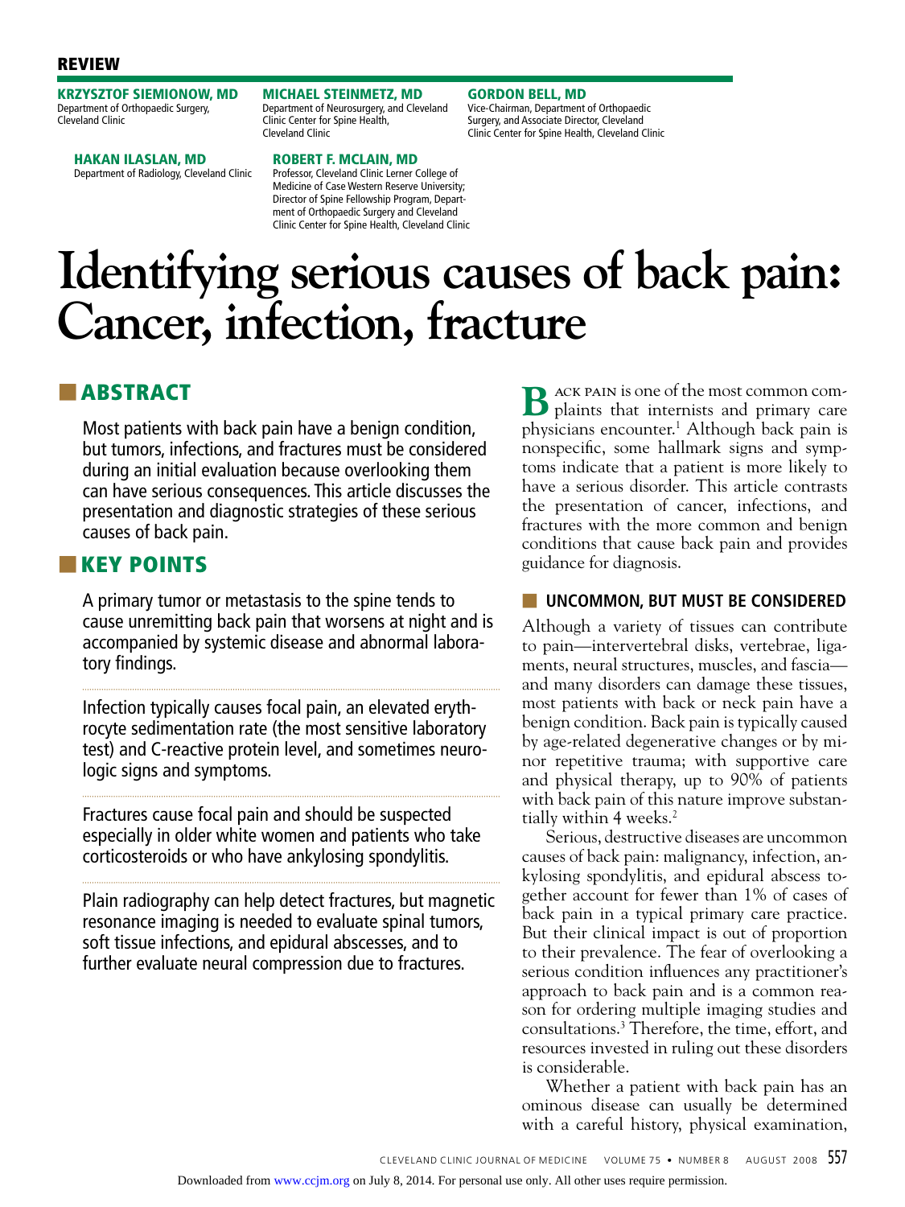REVIEW

**KRZYSZTOF SIEMIONOW, MD**
Department of Orthopaedic Surgery, Cleveland Clinic

**MICHAEL STEINMETZ, MD**
Department of Neurosurgery, and Cleveland Clinic Center for Spine Health, Cleveland Clinic

**GORDON BELL, MD**
Vice-Chairman, Department of Orthopaedic Surgery, and Associate Director, Cleveland Clinic Center for Spine Health, Cleveland Clinic

**HAKAN ILASLAN, MD**
Department of Radiology, Cleveland Clinic

**ROBERT F. MCLAIN, MD**
Professor, Cleveland Clinic Lerner College of Medicine of Case Western Reserve University; Director of Spine Fellowship Program, Department of Orthopaedic Surgery and Cleveland Clinic Center for Spine Health, Cleveland Clinic

# Identifying serious causes of back pain: Cancer, infection, fracture

## ABSTRACT

Most patients with back pain have a benign condition, but tumors, infections, and fractures must be considered during an initial evaluation because overlooking them can have serious consequences. This article discusses the presentation and diagnostic strategies of these serious causes of back pain.

## KEY POINTS

A primary tumor or metastasis to the spine tends to cause unremitting back pain that worsens at night and is accompanied by systemic disease and abnormal laboratory findings.

Infection typically causes focal pain, an elevated erythrocyte sedimentation rate (the most sensitive laboratory test) and C-reactive protein level, and sometimes neurologic signs and symptoms.

Fractures cause focal pain and should be suspected especially in older white women and patients who take corticosteroids or who have ankylosing spondylitis.

Plain radiography can help detect fractures, but magnetic resonance imaging is needed to evaluate spinal tumors, soft tissue infections, and epidural abscesses, and to further evaluate neural compression due to fractures.

Back pain is one of the most common complaints that internists and primary care physicians encounter.[1] Although back pain is nonspecific, some hallmark signs and symptoms indicate that a patient is more likely to have a serious disorder. This article contrasts the presentation of cancer, infections, and fractures with the more common and benign conditions that cause back pain and provides guidance for diagnosis.

## UNCOMMON, BUT MUST BE CONSIDERED

Although a variety of tissues can contribute to pain—intervertebral disks, vertebrae, ligaments, neural structures, muscles, and fascia—and many disorders can damage these tissues, most patients with back or neck pain have a benign condition. Back pain is typically caused by age-related degenerative changes or by minor repetitive trauma; with supportive care and physical therapy, up to 90% of patients with back pain of this nature improve substantially within 4 weeks.[2]

Serious, destructive diseases are uncommon causes of back pain: malignancy, infection, ankylosing spondylitis, and epidural abscess together account for fewer than 1% of cases of back pain in a typical primary care practice. But their clinical impact is out of proportion to their prevalence. The fear of overlooking a serious condition influences any practitioner's approach to back pain and is a common reason for ordering multiple imaging studies and consultations.[3] Therefore, the time, effort, and resources invested in ruling out these disorders is considerable.

Whether a patient with back pain has an ominous disease can usually be determined with a careful history, physical examination,

Downloaded from www.ccjm.org on July 8, 2014. For personal use only. All other uses require permission.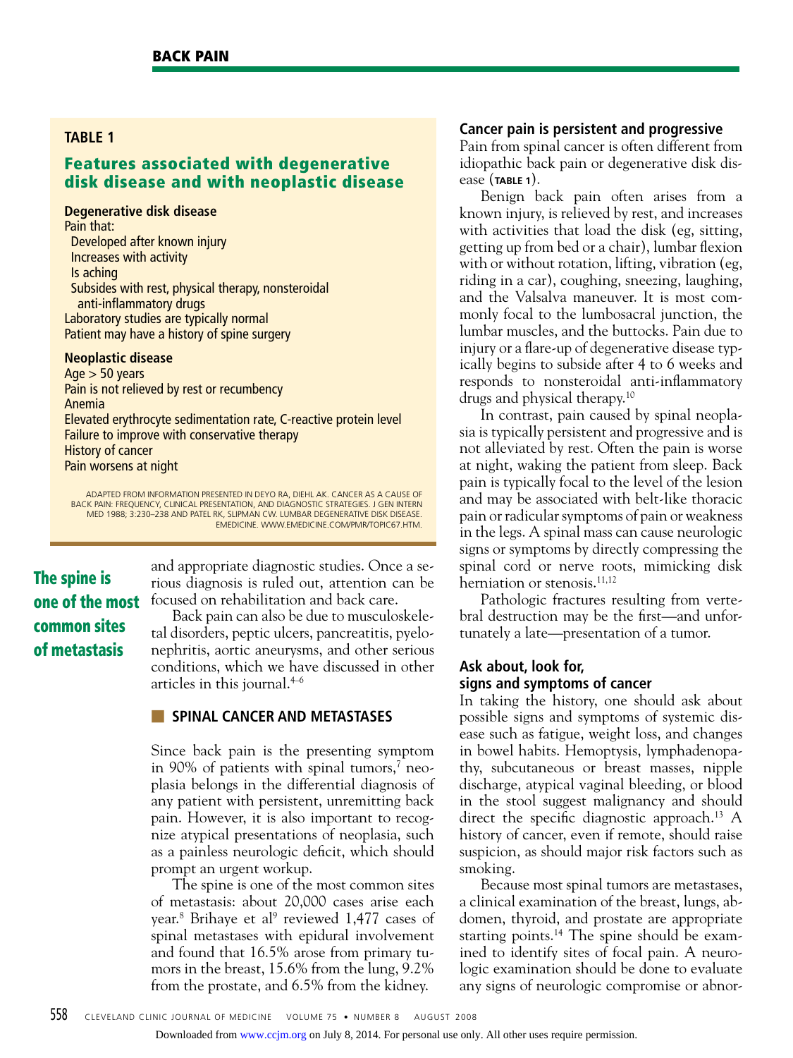## TABLE 1

### Features associated with degenerative disk disease and with neoplastic disease

**Degenerative disk disease**

Pain that:
- Developed after known injury
- Increases with activity
- Is aching
- Subsides with rest, physical therapy, nonsteroidal anti-inflammatory drugs

Laboratory studies are typically normal
Patient may have a history of spine surgery

**Neoplastic disease**

Age > 50 years
Pain is not relieved by rest or recumbency
Anemia
Elevated erythrocyte sedimentation rate, C-reactive protein level
Failure to improve with conservative therapy
History of cancer
Pain worsens at night

ADAPTED FROM INFORMATION PRESENTED IN DEYO RA, DIEHL AK. CANCER AS A CAUSE OF BACK PAIN: FREQUENCY, CLINICAL PRESENTATION, AND DIAGNOSTIC STRATEGIES. J GEN INTERN MED 1988; 3:230–238 AND PATEL RK, SLIPMAN CW. LUMBAR DEGENERATIVE DISK DISEASE. EMEDICINE. WWW.EMEDICINE.COM/PMR/TOPIC67.HTM.

and appropriate diagnostic studies. Once a serious diagnosis is ruled out, attention can be focused on rehabilitation and back care.

**The spine is one of the most common sites of metastasis**

Back pain can also be due to musculoskeletal disorders, peptic ulcers, pancreatitis, pyelonephritis, aortic aneurysms, and other serious conditions, which we have discussed in other articles in this journal.[4–6]

## SPINAL CANCER AND METASTASES

Since back pain is the presenting symptom in 90% of patients with spinal tumors,[7] neoplasia belongs in the differential diagnosis of any patient with persistent, unremitting back pain. However, it is also important to recognize atypical presentations of neoplasia, such as a painless neurologic deficit, which should prompt an urgent workup.

The spine is one of the most common sites of metastasis: about 20,000 cases arise each year.[8] Brihaye et al[9] reviewed 1,477 cases of spinal metastases with epidural involvement and found that 16.5% arose from primary tumors in the breast, 15.6% from the lung, 9.2% from the prostate, and 6.5% from the kidney.

### Cancer pain is persistent and progressive

Pain from spinal cancer is often different from idiopathic back pain or degenerative disk disease (TABLE 1).

Benign back pain often arises from a known injury, is relieved by rest, and increases with activities that load the disk (eg, sitting, getting up from bed or a chair), lumbar flexion with or without rotation, lifting, vibration (eg, riding in a car), coughing, sneezing, laughing, and the Valsalva maneuver. It is most commonly focal to the lumbosacral junction, the lumbar muscles, and the buttocks. Pain due to injury or a flare-up of degenerative disease typically begins to subside after 4 to 6 weeks and responds to nonsteroidal anti-inflammatory drugs and physical therapy.[10]

In contrast, pain caused by spinal neoplasia is typically persistent and progressive and is not alleviated by rest. Often the pain is worse at night, waking the patient from sleep. Back pain is typically focal to the level of the lesion and may be associated with belt-like thoracic pain or radicular symptoms of pain or weakness in the legs. A spinal mass can cause neurologic signs or symptoms by directly compressing the spinal cord or nerve roots, mimicking disk herniation or stenosis.[11,12]

Pathologic fractures resulting from vertebral destruction may be the first—and unfortunately a late—presentation of a tumor.

### Ask about, look for, signs and symptoms of cancer

In taking the history, one should ask about possible signs and symptoms of systemic disease such as fatigue, weight loss, and changes in bowel habits. Hemoptysis, lymphadenopathy, subcutaneous or breast masses, nipple discharge, atypical vaginal bleeding, or blood in the stool suggest malignancy and should direct the specific diagnostic approach.[13] A history of cancer, even if remote, should raise suspicion, as should major risk factors such as smoking.

Because most spinal tumors are metastases, a clinical examination of the breast, lungs, abdomen, thyroid, and prostate are appropriate starting points.[14] The spine should be examined to identify sites of focal pain. A neurologic examination should be done to evaluate any signs of neurologic compromise or abnor-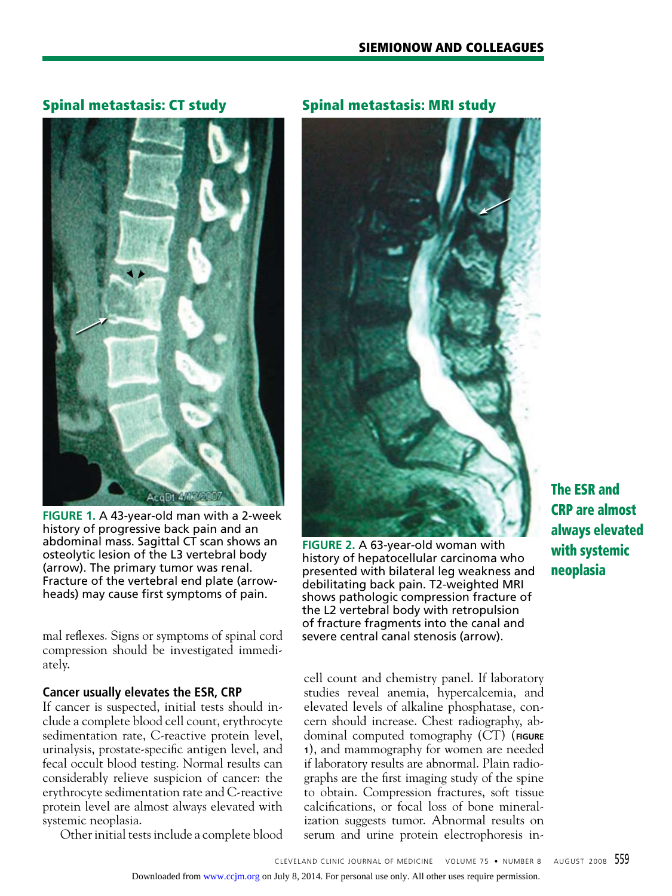## Spinal metastasis: CT study

**FIGURE 1.** A 43-year-old man with a 2-week history of progressive back pain and an abdominal mass. Sagittal CT scan shows an osteolytic lesion of the L3 vertebral body (arrow). The primary tumor was renal. Fracture of the vertebral end plate (arrowheads) may cause first symptoms of pain.

## Spinal metastasis: MRI study

**FIGURE 2.** A 63-year-old woman with history of hepatocellular carcinoma who presented with bilateral leg weakness and debilitating back pain. T2-weighted MRI shows pathologic compression fracture of the L2 vertebral body with retropulsion of fracture fragments into the canal and severe central canal stenosis (arrow).

mal reflexes. Signs or symptoms of spinal cord compression should be investigated immediately.

### Cancer usually elevates the ESR, CRP

If cancer is suspected, initial tests should include a complete blood cell count, erythrocyte sedimentation rate, C-reactive protein level, urinalysis, prostate-specific antigen level, and fecal occult blood testing. Normal results can considerably relieve suspicion of cancer: the erythrocyte sedimentation rate and C-reactive protein level are almost always elevated with systemic neoplasia.

Other initial tests include a complete blood cell count and chemistry panel. If laboratory studies reveal anemia, hypercalcemia, and elevated levels of alkaline phosphatase, concern should increase. Chest radiography, abdominal computed tomography (CT) (**FIGURE 1**), and mammography for women are needed if laboratory results are abnormal. Plain radiographs are the first imaging study of the spine to obtain. Compression fractures, soft tissue calcifications, or focal loss of bone mineralization suggests tumor. Abnormal results on serum and urine protein electrophoresis in-

**The ESR and CRP are almost always elevated with systemic neoplasia**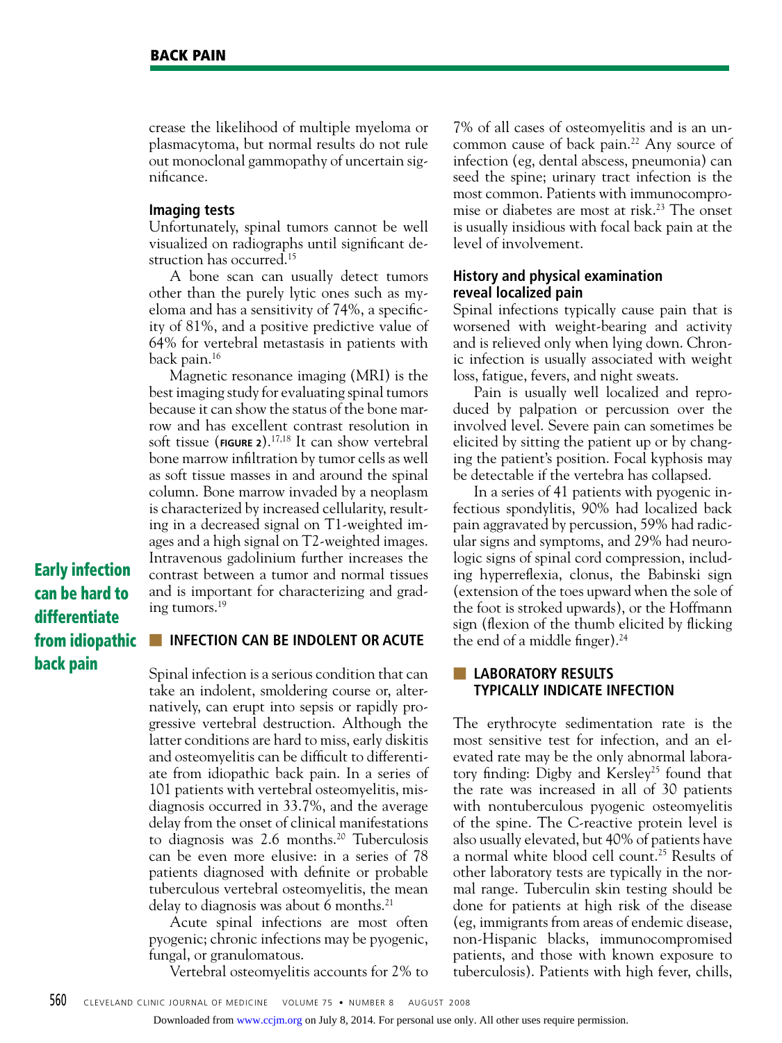crease the likelihood of multiple myeloma or plasmacytoma, but normal results do not rule out monoclonal gammopathy of uncertain significance.

### Imaging tests

Unfortunately, spinal tumors cannot be well visualized on radiographs until significant destruction has occurred.[15]

A bone scan can usually detect tumors other than the purely lytic ones such as myeloma and has a sensitivity of 74%, a specificity of 81%, and a positive predictive value of 64% for vertebral metastasis in patients with back pain.[16]

Magnetic resonance imaging (MRI) is the best imaging study for evaluating spinal tumors because it can show the status of the bone marrow and has excellent contrast resolution in soft tissue (**FIGURE 2**).[17,18] It can show vertebral bone marrow infiltration by tumor cells as well as soft tissue masses in and around the spinal column. Bone marrow invaded by a neoplasm is characterized by increased cellularity, resulting in a decreased signal on T1-weighted images and a high signal on T2-weighted images. Intravenous gadolinium further increases the contrast between a tumor and normal tissues and is important for characterizing and grading tumors.[19]

**Early infection can be hard to differentiate from idiopathic back pain**

## INFECTION CAN BE INDOLENT OR ACUTE

Spinal infection is a serious condition that can take an indolent, smoldering course or, alternatively, can erupt into sepsis or rapidly progressive vertebral destruction. Although the latter conditions are hard to miss, early diskitis and osteomyelitis can be difficult to differentiate from idiopathic back pain. In a series of 101 patients with vertebral osteomyelitis, misdiagnosis occurred in 33.7%, and the average delay from the onset of clinical manifestations to diagnosis was 2.6 months.[20] Tuberculosis can be even more elusive: in a series of 78 patients diagnosed with definite or probable tuberculous vertebral osteomyelitis, the mean delay to diagnosis was about 6 months.[21]

Acute spinal infections are most often pyogenic; chronic infections may be pyogenic, fungal, or granulomatous.

Vertebral osteomyelitis accounts for 2% to 7% of all cases of osteomyelitis and is an uncommon cause of back pain.[22] Any source of infection (eg, dental abscess, pneumonia) can seed the spine; urinary tract infection is the most common. Patients with immunocompromise or diabetes are most at risk.[23] The onset is usually insidious with focal back pain at the level of involvement.

### History and physical examination reveal localized pain

Spinal infections typically cause pain that is worsened with weight-bearing and activity and is relieved only when lying down. Chronic infection is usually associated with weight loss, fatigue, fevers, and night sweats.

Pain is usually well localized and reproduced by palpation or percussion over the involved level. Severe pain can sometimes be elicited by sitting the patient up or by changing the patient's position. Focal kyphosis may be detectable if the vertebra has collapsed.

In a series of 41 patients with pyogenic infectious spondylitis, 90% had localized back pain aggravated by percussion, 59% had radicular signs and symptoms, and 29% had neurologic signs of spinal cord compression, including hyperreflexia, clonus, the Babinski sign (extension of the toes upward when the sole of the foot is stroked upwards), or the Hoffmann sign (flexion of the thumb elicited by flicking the end of a middle finger).[24]

## LABORATORY RESULTS TYPICALLY INDICATE INFECTION

The erythrocyte sedimentation rate is the most sensitive test for infection, and an elevated rate may be the only abnormal laboratory finding: Digby and Kersley[25] found that the rate was increased in all of 30 patients with nontuberculous pyogenic osteomyelitis of the spine. The C-reactive protein level is also usually elevated, but 40% of patients have a normal white blood cell count.[25] Results of other laboratory tests are typically in the normal range. Tuberculin skin testing should be done for patients at high risk of the disease (eg, immigrants from areas of endemic disease, non-Hispanic blacks, immunocompromised patients, and those with known exposure to tuberculosis). Patients with high fever, chills,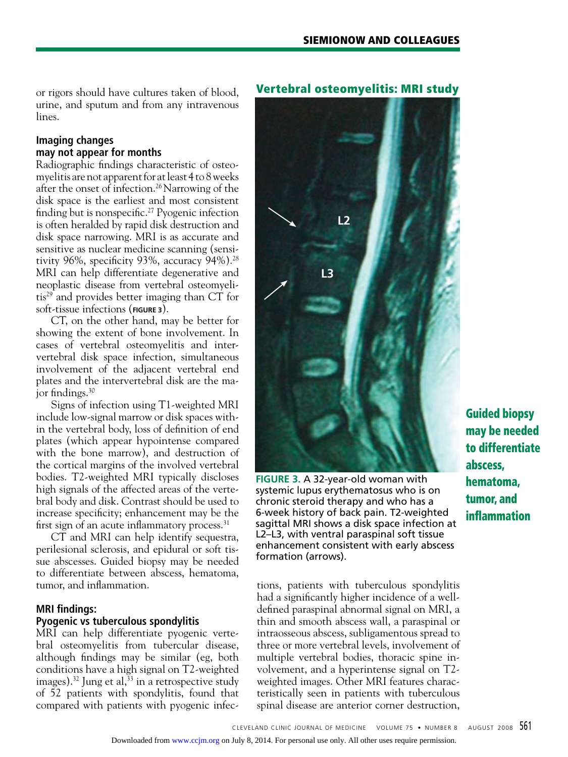or rigors should have cultures taken of blood, urine, and sputum and from any intravenous lines.

### Imaging changes may not appear for months

Radiographic findings characteristic of osteomyelitis are not apparent for at least 4 to 8 weeks after the onset of infection.[26] Narrowing of the disk space is the earliest and most consistent finding but is nonspecific.[27] Pyogenic infection is often heralded by rapid disk destruction and disk space narrowing. MRI is as accurate and sensitive as nuclear medicine scanning (sensitivity 96%, specificity 93%, accuracy 94%).[28] MRI can help differentiate degenerative and neoplastic disease from vertebral osteomyelitis[29] and provides better imaging than CT for soft-tissue infections (**FIGURE 3**).

CT, on the other hand, may be better for showing the extent of bone involvement. In cases of vertebral osteomyelitis and intervertebral disk space infection, simultaneous involvement of the adjacent vertebral end plates and the intervertebral disk are the major findings.[30]

Signs of infection using T1-weighted MRI include low-signal marrow or disk spaces within the vertebral body, loss of definition of end plates (which appear hypointense compared with the bone marrow), and destruction of the cortical margins of the involved vertebral bodies. T2-weighted MRI typically discloses high signals of the affected areas of the vertebral body and disk. Contrast should be used to increase specificity; enhancement may be the first sign of an acute inflammatory process.[31]

CT and MRI can help identify sequestra, perilesional sclerosis, and epidural or soft tissue abscesses. Guided biopsy may be needed to differentiate between abscess, hematoma, tumor, and inflammation.

**Vertebral osteomyelitis: MRI study**

FIGURE 3. A 32-year-old woman with systemic lupus erythematosus who is on chronic steroid therapy and who has a 6-week history of back pain. T2-weighted sagittal MRI shows a disk space infection at L2–L3, with ventral paraspinal soft tissue enhancement consistent with early abscess formation (arrows).

**Guided biopsy may be needed to differentiate abscess, hematoma, tumor, and inflammation**

### MRI findings: Pyogenic vs tuberculous spondylitis

MRI can help differentiate pyogenic vertebral osteomyelitis from tubercular disease, although findings may be similar (eg, both conditions have a high signal on T2-weighted images).[32] Jung et al,[33] in a retrospective study of 52 patients with spondylitis, found that compared with patients with pyogenic infections, patients with tuberculous spondylitis had a significantly higher incidence of a well-defined paraspinal abnormal signal on MRI, a thin and smooth abscess wall, a paraspinal or intraosseous abscess, subligamentous spread to three or more vertebral levels, involvement of multiple vertebral bodies, thoracic spine involvement, and a hyperintense signal on T2-weighted images. Other MRI features characteristically seen in patients with tuberculous spinal disease are anterior corner destruction,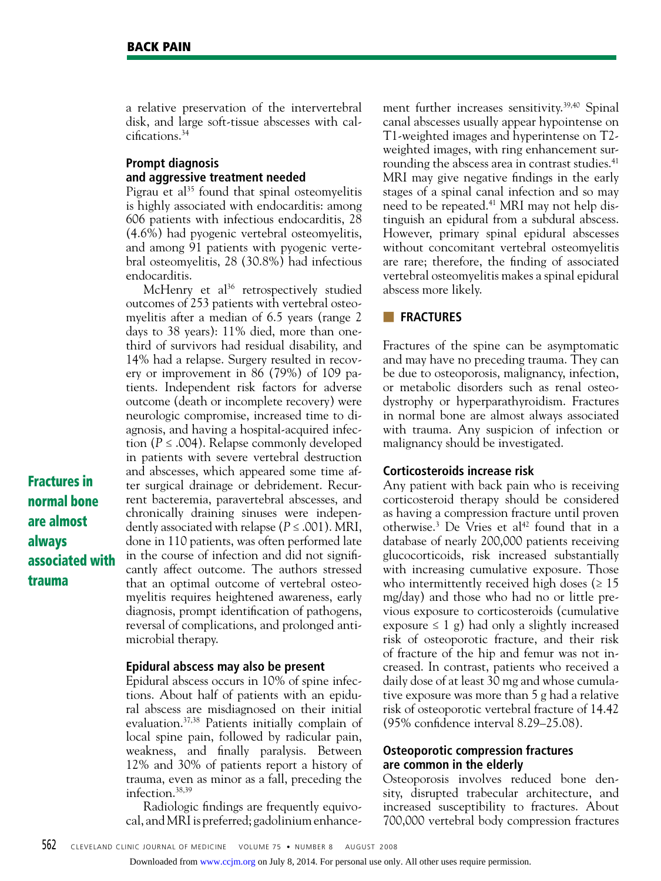a relative preservation of the intervertebral disk, and large soft-tissue abscesses with calcifications.[34]

### Prompt diagnosis and aggressive treatment needed

Pigrau et al[35] found that spinal osteomyelitis is highly associated with endocarditis: among 606 patients with infectious endocarditis, 28 (4.6%) had pyogenic vertebral osteomyelitis, and among 91 patients with pyogenic vertebral osteomyelitis, 28 (30.8%) had infectious endocarditis.

McHenry et al[36] retrospectively studied outcomes of 253 patients with vertebral osteomyelitis after a median of 6.5 years (range 2 days to 38 years): 11% died, more than one-third of survivors had residual disability, and 14% had a relapse. Surgery resulted in recovery or improvement in 86 (79%) of 109 patients. Independent risk factors for adverse outcome (death or incomplete recovery) were neurologic compromise, increased time to diagnosis, and having a hospital-acquired infection ($P \leq .004$). Relapse commonly developed in patients with severe vertebral destruction and abscesses, which appeared some time after surgical drainage or debridement. Recurrent bacteremia, paravertebral abscesses, and chronically draining sinuses were independently associated with relapse ($P \leq .001$). MRI, done in 110 patients, was often performed late in the course of infection and did not significantly affect outcome. The authors stressed that an optimal outcome of vertebral osteomyelitis requires heightened awareness, early diagnosis, prompt identification of pathogens, reversal of complications, and prolonged antimicrobial therapy.

**Fractures in normal bone are almost always associated with trauma**

### Epidural abscess may also be present

Epidural abscess occurs in 10% of spine infections. About half of patients with an epidural abscess are misdiagnosed on their initial evaluation.[37,38] Patients initially complain of local spine pain, followed by radicular pain, weakness, and finally paralysis. Between 12% and 30% of patients report a history of trauma, even as minor as a fall, preceding the infection.[38,39]

Radiologic findings are frequently equivocal, and MRI is preferred; gadolinium enhancement further increases sensitivity.[39,40] Spinal canal abscesses usually appear hypointense on T1-weighted images and hyperintense on T2-weighted images, with ring enhancement surrounding the abscess area in contrast studies.[41] MRI may give negative findings in the early stages of a spinal canal infection and so may need to be repeated.[41] MRI may not help distinguish an epidural from a subdural abscess. However, primary spinal epidural abscesses without concomitant vertebral osteomyelitis are rare; therefore, the finding of associated vertebral osteomyelitis makes a spinal epidural abscess more likely.

## FRACTURES

Fractures of the spine can be asymptomatic and may have no preceding trauma. They can be due to osteoporosis, malignancy, infection, or metabolic disorders such as renal osteodystrophy or hyperparathyroidism. Fractures in normal bone are almost always associated with trauma. Any suspicion of infection or malignancy should be investigated.

### Corticosteroids increase risk

Any patient with back pain who is receiving corticosteroid therapy should be considered as having a compression fracture until proven otherwise.[3] De Vries et al[42] found that in a database of nearly 200,000 patients receiving glucocorticoids, risk increased substantially with increasing cumulative exposure. Those who intermittently received high doses (≥ 15 mg/day) and those who had no or little previous exposure to corticosteroids (cumulative exposure ≤ 1 g) had only a slightly increased risk of osteoporotic fracture, and their risk of fracture of the hip and femur was not increased. In contrast, patients who received a daily dose of at least 30 mg and whose cumulative exposure was more than 5 g had a relative risk of osteoporotic vertebral fracture of 14.42 (95% confidence interval 8.29–25.08).

### Osteoporotic compression fractures are common in the elderly

Osteoporosis involves reduced bone density, disrupted trabecular architecture, and increased susceptibility to fractures. About 700,000 vertebral body compression fractures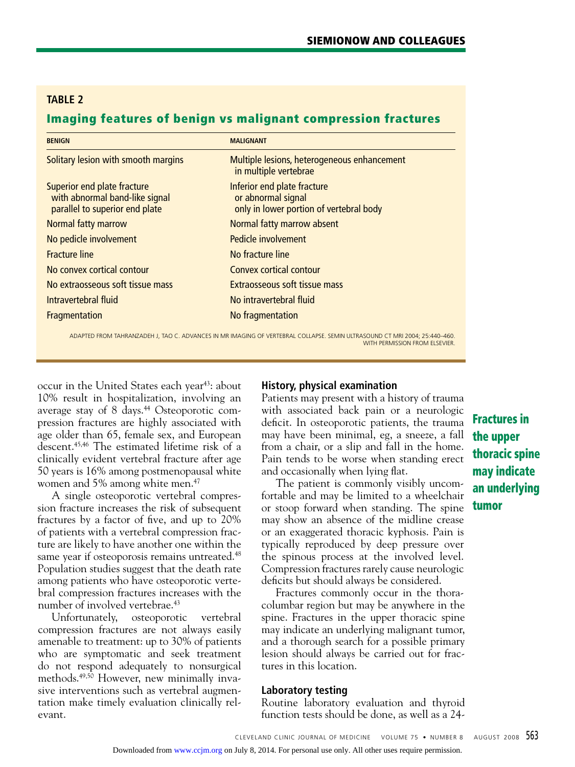**TABLE 2**

## Imaging features of benign vs malignant compression fractures

| BENIGN | MALIGNANT |
| --- | --- |
| Solitary lesion with smooth margins | Multiple lesions, heterogeneous enhancement in multiple vertebrae |
| Superior end plate fracture with abnormal band-like signal parallel to superior end plate | Inferior end plate fracture or abnormal signal only in lower portion of vertebral body |
| Normal fatty marrow | Normal fatty marrow absent |
| No pedicle involvement | Pedicle involvement |
| Fracture line | No fracture line |
| No convex cortical contour | Convex cortical contour |
| No extraosseous soft tissue mass | Extraosseous soft tissue mass |
| Intravertebral fluid | No intravertebral fluid |
| Fragmentation | No fragmentation |

ADAPTED FROM TAHRANZADEH J, TAO C. ADVANCES IN MR IMAGING OF VERTEBRAL COLLAPSE. SEMIN ULTRASOUND CT MRI 2004; 25:440–460. WITH PERMISSION FROM ELSEVIER.

occur in the United States each year[43]: about 10% result in hospitalization, involving an average stay of 8 days.[44] Osteoporotic compression fractures are highly associated with age older than 65, female sex, and European descent.[45,46] The estimated lifetime risk of a clinically evident vertebral fracture after age 50 years is 16% among postmenopausal white women and 5% among white men.[47]

A single osteoporotic vertebral compression fracture increases the risk of subsequent fractures by a factor of five, and up to 20% of patients with a vertebral compression fracture are likely to have another one within the same year if osteoporosis remains untreated.[48] Population studies suggest that the death rate among patients who have osteoporotic vertebral compression fractures increases with the number of involved vertebrae.[43]

Unfortunately, osteoporotic vertebral compression fractures are not always easily amenable to treatment: up to 30% of patients who are symptomatic and seek treatment do not respond adequately to nonsurgical methods.[49,50] However, new minimally invasive interventions such as vertebral augmentation make timely evaluation clinically relevant.

### History, physical examination

Patients may present with a history of trauma with associated back pain or a neurologic deficit. In osteoporotic patients, the trauma may have been minimal, eg, a sneeze, a fall from a chair, or a slip and fall in the home. Pain tends to be worse when standing erect and occasionally when lying flat.

The patient is commonly visibly uncomfortable and may be limited to a wheelchair or stoop forward when standing. The spine may show an absence of the midline crease or an exaggerated thoracic kyphosis. Pain is typically reproduced by deep pressure over the spinous process at the involved level. Compression fractures rarely cause neurologic deficits but should always be considered.

Fractures commonly occur in the thoracolumbar region but may be anywhere in the spine. Fractures in the upper thoracic spine may indicate an underlying malignant tumor, and a thorough search for a possible primary lesion should always be carried out for fractures in this location.

**Fractures in the upper thoracic spine may indicate an underlying tumor**

### Laboratory testing

Routine laboratory evaluation and thyroid function tests should be done, as well as a 24-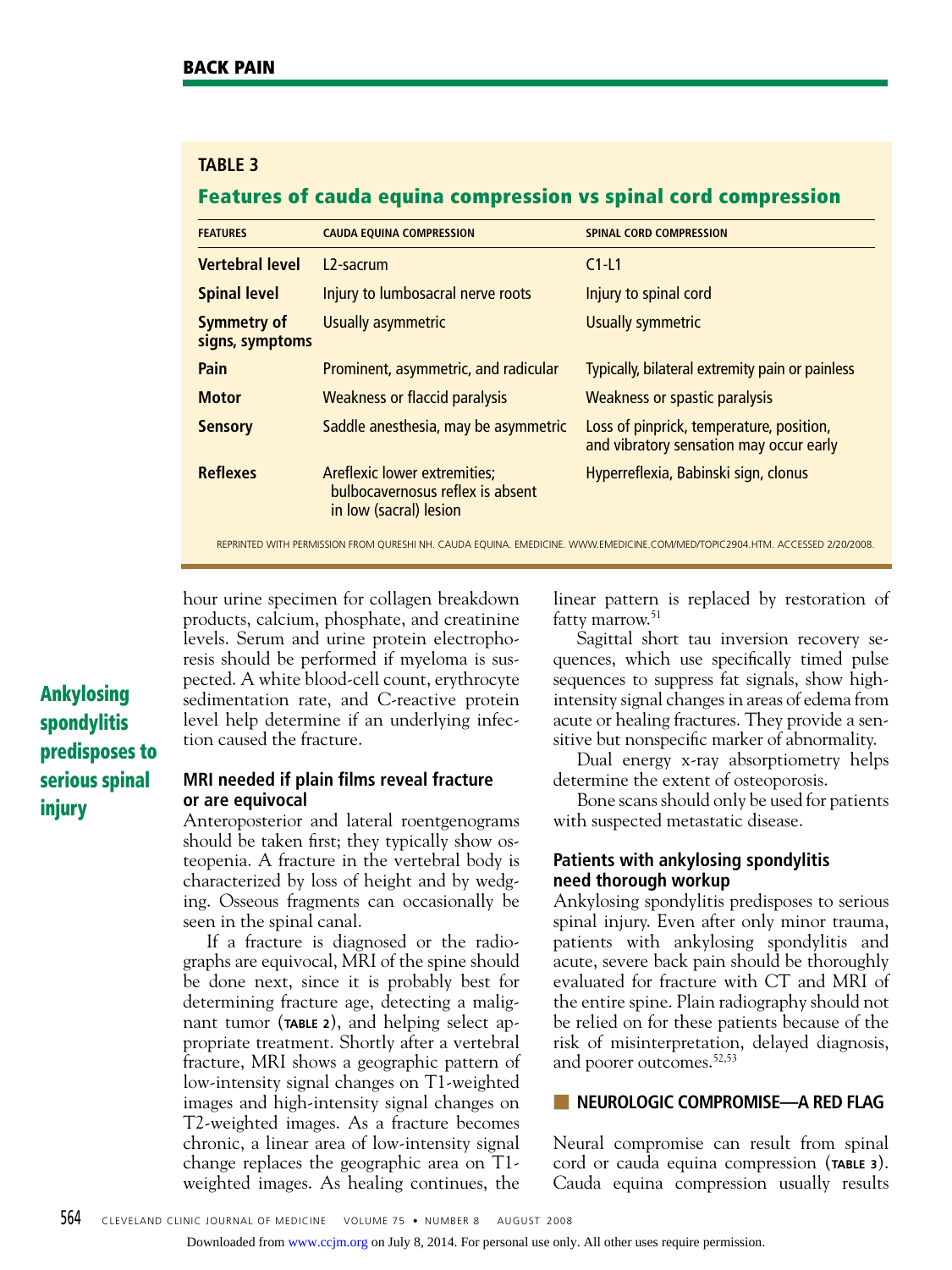## TABLE 3

### Features of cauda equina compression vs spinal cord compression

| FEATURES | CAUDA EQUINA COMPRESSION | SPINAL CORD COMPRESSION |
|---|---|---|
| **Vertebral level** | L2-sacrum | C1-L1 |
| **Spinal level** | Injury to lumbosacral nerve roots | Injury to spinal cord |
| **Symmetry of signs, symptoms** | Usually asymmetric | Usually symmetric |
| **Pain** | Prominent, asymmetric, and radicular | Typically, bilateral extremity pain or painless |
| **Motor** | Weakness or flaccid paralysis | Weakness or spastic paralysis |
| **Sensory** | Saddle anesthesia, may be asymmetric | Loss of pinprick, temperature, position, and vibratory sensation may occur early |
| **Reflexes** | Areflexic lower extremities; bulbocavernosus reflex is absent in low (sacral) lesion | Hyperreflexia, Babinski sign, clonus |

REPRINTED WITH PERMISSION FROM QURESHI NH. CAUDA EQUINA. EMEDICINE. WWW.EMEDICINE.COM/MED/TOPIC2904.HTM. ACCESSED 2/20/2008.

hour urine specimen for collagen breakdown products, calcium, phosphate, and creatinine levels. Serum and urine protein electrophoresis should be performed if myeloma is suspected. A white blood-cell count, erythrocyte sedimentation rate, and C-reactive protein level help determine if an underlying infection caused the fracture.

**Ankylosing spondylitis predisposes to serious spinal injury**

### MRI needed if plain films reveal fracture or are equivocal

Anteroposterior and lateral roentgenograms should be taken first; they typically show osteopenia. A fracture in the vertebral body is characterized by loss of height and by wedging. Osseous fragments can occasionally be seen in the spinal canal.

If a fracture is diagnosed or the radiographs are equivocal, MRI of the spine should be done next, since it is probably best for determining fracture age, detecting a malignant tumor (TABLE 2), and helping select appropriate treatment. Shortly after a vertebral fracture, MRI shows a geographic pattern of low-intensity signal changes on T1-weighted images and high-intensity signal changes on T2-weighted images. As a fracture becomes chronic, a linear area of low-intensity signal change replaces the geographic area on T1-weighted images. As healing continues, the linear pattern is replaced by restoration of fatty marrow.[51]

Sagittal short tau inversion recovery sequences, which use specifically timed pulse sequences to suppress fat signals, show high-intensity signal changes in areas of edema from acute or healing fractures. They provide a sensitive but nonspecific marker of abnormality.

Dual energy x-ray absorptiometry helps determine the extent of osteoporosis.

Bone scans should only be used for patients with suspected metastatic disease.

### Patients with ankylosing spondylitis need thorough workup

Ankylosing spondylitis predisposes to serious spinal injury. Even after only minor trauma, patients with ankylosing spondylitis and acute, severe back pain should be thoroughly evaluated for fracture with CT and MRI of the entire spine. Plain radiography should not be relied on for these patients because of the risk of misinterpretation, delayed diagnosis, and poorer outcomes.[52,53]

## NEUROLOGIC COMPROMISE—A RED FLAG

Neural compromise can result from spinal cord or cauda equina compression (TABLE 3). Cauda equina compression usually results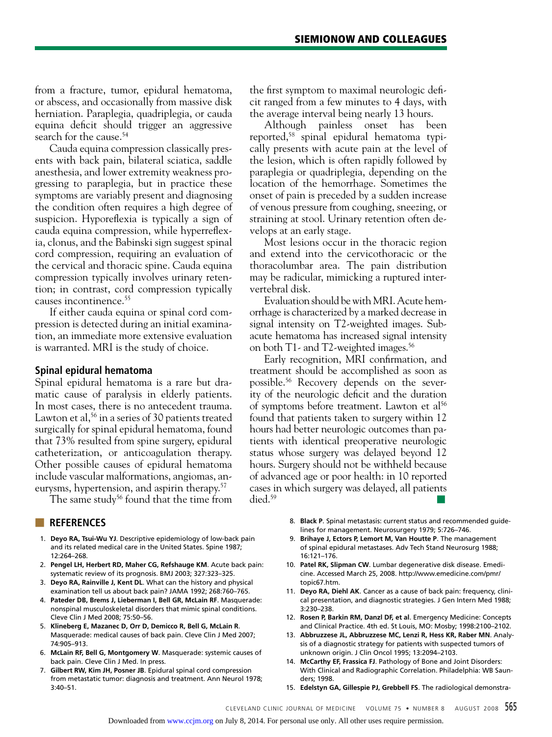from a fracture, tumor, epidural hematoma, or abscess, and occasionally from massive disk herniation. Paraplegia, quadriplegia, or cauda equina deficit should trigger an aggressive search for the cause.[54]

Cauda equina compression classically presents with back pain, bilateral sciatica, saddle anesthesia, and lower extremity weakness progressing to paraplegia, but in practice these symptoms are variably present and diagnosing the condition often requires a high degree of suspicion. Hyporeflexia is typically a sign of cauda equina compression, while hyperreflexia, clonus, and the Babinski sign suggest spinal cord compression, requiring an evaluation of the cervical and thoracic spine. Cauda equina compression typically involves urinary retention; in contrast, cord compression typically causes incontinence.[55]

If either cauda equina or spinal cord compression is detected during an initial examination, an immediate more extensive evaluation is warranted. MRI is the study of choice.

## Spinal epidural hematoma

Spinal epidural hematoma is a rare but dramatic cause of paralysis in elderly patients. In most cases, there is no antecedent trauma. Lawton et al,[56] in a series of 30 patients treated surgically for spinal epidural hematoma, found that 73% resulted from spine surgery, epidural catheterization, or anticoagulation therapy. Other possible causes of epidural hematoma include vascular malformations, angiomas, aneurysms, hypertension, and aspirin therapy.[57]

The same study[56] found that the time from the first symptom to maximal neurologic deficit ranged from a few minutes to 4 days, with the average interval being nearly 13 hours.

Although painless onset has been reported,[58] spinal epidural hematoma typically presents with acute pain at the level of the lesion, which is often rapidly followed by paraplegia or quadriplegia, depending on the location of the hemorrhage. Sometimes the onset of pain is preceded by a sudden increase of venous pressure from coughing, sneezing, or straining at stool. Urinary retention often develops at an early stage.

Most lesions occur in the thoracic region and extend into the cervicothoracic or the thoracolumbar area. The pain distribution may be radicular, mimicking a ruptured intervertebral disk.

Evaluation should be with MRI. Acute hemorrhage is characterized by a marked decrease in signal intensity on T2-weighted images. Subacute hematoma has increased signal intensity on both T1- and T2-weighted images.[56]

Early recognition, MRI confirmation, and treatment should be accomplished as soon as possible.[56] Recovery depends on the severity of the neurologic deficit and the duration of symptoms before treatment. Lawton et al[56] found that patients taken to surgery within 12 hours had better neurologic outcomes than patients with identical preoperative neurologic status whose surgery was delayed beyond 12 hours. Surgery should not be withheld because of advanced age or poor health: in 10 reported cases in which surgery was delayed, all patients died.[59]

## REFERENCES

1. **Deyo RA, Tsui-Wu YJ**. Descriptive epidemiology of low-back pain and its related medical care in the United States. Spine 1987; 12:264–268.
2. **Pengel LH, Herbert RD, Maher CG, Refshauge KM**. Acute back pain: systematic review of its prognosis. BMJ 2003; 327:323–325.
3. **Deyo RA, Rainville J, Kent DL**. What can the history and physical examination tell us about back pain? JAMA 1992; 268:760–765.
4. **Pateder DB, Brems J, Lieberman I, Bell GR, McLain RF**. Masquerade: nonspinal musculoskeletal disorders that mimic spinal conditions. Cleve Clin J Med 2008; 75:50–56.
5. **Klineberg E, Mazanec D, Orr D, Demicco R, Bell G, McLain R**. Masquerade: medical causes of back pain. Cleve Clin J Med 2007; 74:905–913.
6. **McLain RF, Bell G, Montgomery W**. Masquerade: systemic causes of back pain. Cleve Clin J Med. In press.
7. **Gilbert RW, Kim JH, Posner JB**. Epidural spinal cord compression from metastatic tumor: diagnosis and treatment. Ann Neurol 1978; 3:40–51.
8. **Black P**. Spinal metastasis: current status and recommended guidelines for management. Neurosurgery 1979; 5:726–746.
9. **Brihaye J, Ectors P, Lemort M, Van Houtte P**. The management of spinal epidural metastases. Adv Tech Stand Neurosurg 1988; 16:121–176.
10. **Patel RK, Slipman CW**. Lumbar degenerative disk disease. Emedicine. Accessed March 25, 2008. http://www.emedicine.com/pmr/topic67.htm.
11. **Deyo RA, Diehl AK**. Cancer as a cause of back pain: frequency, clinical presentation, and diagnostic strategies. J Gen Intern Med 1988; 3:230–238.
12. **Rosen P, Barkin RM, Danzl DF, et al**. Emergency Medicine: Concepts and Clinical Practice. 4th ed. St Louis, MO: Mosby; 1998:2100–2102.
13. **Abbruzzese JL, Abbruzzese MC, Lenzi R, Hess KR, Raber MN**. Analysis of a diagnostic strategy for patients with suspected tumors of unknown origin. J Clin Oncol 1995; 13:2094–2103.
14. **McCarthy EF, Frassica FJ**. Pathology of Bone and Joint Disorders: With Clinical and Radiographic Correlation. Philadelphia: WB Saunders; 1998.
15. **Edelstyn GA, Gillespie PJ, Grebbell FS**. The radiological demonstra-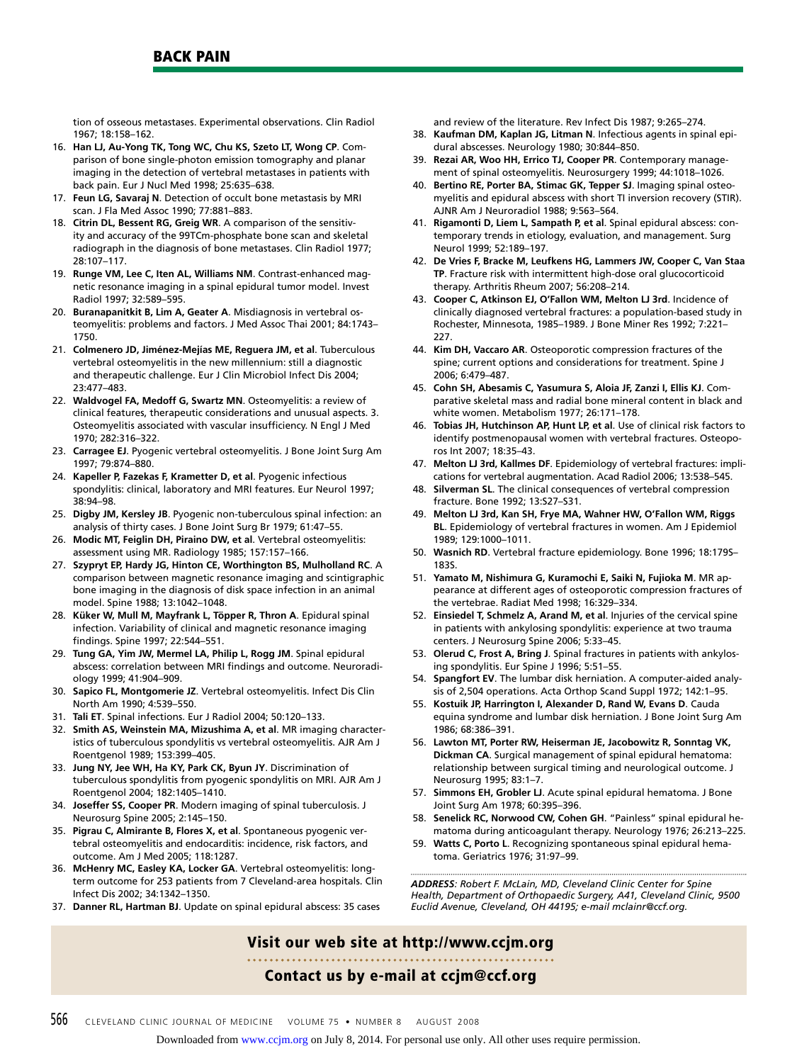tion of osseous metastases. Experimental observations. Clin Radiol 1967; 18:158–162.

16. **Han LJ, Au-Yong TK, Tong WC, Chu KS, Szeto LT, Wong CP**. Comparison of bone single-photon emission tomography and planar imaging in the detection of vertebral metastases in patients with back pain. Eur J Nucl Med 1998; 25:635–638.
17. **Feun LG, Savaraj N**. Detection of occult bone metastasis by MRI scan. J Fla Med Assoc 1990; 77:881–883.
18. **Citrin DL, Bessent RG, Greig WR**. A comparison of the sensitivity and accuracy of the 99TCm-phosphate bone scan and skeletal radiograph in the diagnosis of bone metastases. Clin Radiol 1977; 28:107–117.
19. **Runge VM, Lee C, Iten AL, Williams NM**. Contrast-enhanced magnetic resonance imaging in a spinal epidural tumor model. Invest Radiol 1997; 32:589–595.
20. **Buranapanitkit B, Lim A, Geater A**. Misdiagnosis in vertebral osteomyelitis: problems and factors. J Med Assoc Thai 2001; 84:1743–1750.
21. **Colmenero JD, Jiménez-Mejías ME, Reguera JM, et al**. Tuberculous vertebral osteomyelitis in the new millennium: still a diagnostic and therapeutic challenge. Eur J Clin Microbiol Infect Dis 2004; 23:477–483.
22. **Waldvogel FA, Medoff G, Swartz MN**. Osteomyelitis: a review of clinical features, therapeutic considerations and unusual aspects. 3. Osteomyelitis associated with vascular insufficiency. N Engl J Med 1970; 282:316–322.
23. **Carragee EJ**. Pyogenic vertebral osteomyelitis. J Bone Joint Surg Am 1997; 79:874–880.
24. **Kapeller P, Fazekas F, Krametter D, et al**. Pyogenic infectious spondylitis: clinical, laboratory and MRI features. Eur Neurol 1997; 38:94–98.
25. **Digby JM, Kersley JB**. Pyogenic non-tuberculous spinal infection: an analysis of thirty cases. J Bone Joint Surg Br 1979; 61:47–55.
26. **Modic MT, Feiglin DH, Piraino DW, et al**. Vertebral osteomyelitis: assessment using MR. Radiology 1985; 157:157–166.
27. **Szypryt EP, Hardy JG, Hinton CE, Worthington BS, Mulholland RC**. A comparison between magnetic resonance imaging and scintigraphic bone imaging in the diagnosis of disk space infection in an animal model. Spine 1988; 13:1042–1048.
28. **Küker W, Mull M, Mayfrank L, Töpper R, Thron A**. Epidural spinal infection. Variability of clinical and magnetic resonance imaging findings. Spine 1997; 22:544–551.
29. **Tung GA, Yim JW, Mermel LA, Philip L, Rogg JM**. Spinal epidural abscess: correlation between MRI findings and outcome. Neuroradiology 1999; 41:904–909.
30. **Sapico FL, Montgomerie JZ**. Vertebral osteomyelitis. Infect Dis Clin North Am 1990; 4:539–550.
31. **Tali ET**. Spinal infections. Eur J Radiol 2004; 50:120–133.
32. **Smith AS, Weinstein MA, Mizushima A, et al**. MR imaging characteristics of tuberculous spondylitis vs vertebral osteomyelitis. AJR Am J Roentgenol 1989; 153:399–405.
33. **Jung NY, Jee WH, Ha KY, Park CK, Byun JY**. Discrimination of tuberculous spondylitis from pyogenic spondylitis on MRI. AJR Am J Roentgenol 2004; 182:1405–1410.
34. **Joseffer SS, Cooper PR**. Modern imaging of spinal tuberculosis. J Neurosurg Spine 2005; 2:145–150.
35. **Pigrau C, Almirante B, Flores X, et al**. Spontaneous pyogenic vertebral osteomyelitis and endocarditis: incidence, risk factors, and outcome. Am J Med 2005; 118:1287.
36. **McHenry MC, Easley KA, Locker GA**. Vertebral osteomyelitis: long-term outcome for 253 patients from 7 Cleveland-area hospitals. Clin Infect Dis 2002; 34:1342–1350.
37. **Danner RL, Hartman BJ**. Update on spinal epidural abscess: 35 cases and review of the literature. Rev Infect Dis 1987; 9:265–274.
38. **Kaufman DM, Kaplan JG, Litman N**. Infectious agents in spinal epidural abscesses. Neurology 1980; 30:844–850.
39. **Rezai AR, Woo HH, Errico TJ, Cooper PR**. Contemporary management of spinal osteomyelitis. Neurosurgery 1999; 44:1018–1026.
40. **Bertino RE, Porter BA, Stimac GK, Tepper SJ**. Imaging spinal osteomyelitis and epidural abscess with short TI inversion recovery (STIR). AJNR Am J Neuroradiol 1988; 9:563–564.
41. **Rigamonti D, Liem L, Sampath P, et al**. Spinal epidural abscess: contemporary trends in etiology, evaluation, and management. Surg Neurol 1999; 52:189–197.
42. **De Vries F, Bracke M, Leufkens HG, Lammers JW, Cooper C, Van Staa TP**. Fracture risk with intermittent high-dose oral glucocorticoid therapy. Arthritis Rheum 2007; 56:208–214.
43. **Cooper C, Atkinson EJ, O'Fallon WM, Melton LJ 3rd**. Incidence of clinically diagnosed vertebral fractures: a population-based study in Rochester, Minnesota, 1985–1989. J Bone Miner Res 1992; 7:221–227.
44. **Kim DH, Vaccaro AR**. Osteoporotic compression fractures of the spine; current options and considerations for treatment. Spine J 2006; 6:479–487.
45. **Cohn SH, Abesamis C, Yasumura S, Aloia JF, Zanzi I, Ellis KJ**. Comparative skeletal mass and radial bone mineral content in black and white women. Metabolism 1977; 26:171–178.
46. **Tobias JH, Hutchinson AP, Hunt LP, et al**. Use of clinical risk factors to identify postmenopausal women with vertebral fractures. Osteoporos Int 2007; 18:35–43.
47. **Melton LJ 3rd, Kallmes DF**. Epidemiology of vertebral fractures: implications for vertebral augmentation. Acad Radiol 2006; 13:538–545.
48. **Silverman SL**. The clinical consequences of vertebral compression fracture. Bone 1992; 13:S27–S31.
49. **Melton LJ 3rd, Kan SH, Frye MA, Wahner HW, O'Fallon WM, Riggs BL**. Epidemiology of vertebral fractures in women. Am J Epidemiol 1989; 129:1000–1011.
50. **Wasnich RD**. Vertebral fracture epidemiology. Bone 1996; 18:179S–183S.
51. **Yamato M, Nishimura G, Kuramochi E, Saiki N, Fujioka M**. MR appearance at different ages of osteoporotic compression fractures of the vertebrae. Radiat Med 1998; 16:329–334.
52. **Einsiedel T, Schmelz A, Arand M, et al**. Injuries of the cervical spine in patients with ankylosing spondylitis: experience at two trauma centers. J Neurosurg Spine 2006; 5:33–45.
53. **Olerud C, Frost A, Bring J**. Spinal fractures in patients with ankylosing spondylitis. Eur Spine J 1996; 5:51–55.
54. **Spangfort EV**. The lumbar disk herniation. A computer-aided analysis of 2,504 operations. Acta Orthop Scand Suppl 1972; 142:1–95.
55. **Kostuik JP, Harrington I, Alexander D, Rand W, Evans D**. Cauda equina syndrome and lumbar disk herniation. J Bone Joint Surg Am 1986; 68:386–391.
56. **Lawton MT, Porter RW, Heiserman JE, Jacobowitz R, Sonntag VK, Dickman CA**. Surgical management of spinal epidural hematoma: relationship between surgical timing and neurological outcome. J Neurosurg 1995; 83:1–7.
57. **Simmons EH, Grobler LJ**. Acute spinal epidural hematoma. J Bone Joint Surg Am 1978; 60:395–396.
58. **Senelick RC, Norwood CW, Cohen GH**. "Painless" spinal epidural hematoma during anticoagulant therapy. Neurology 1976; 26:213–225.
59. **Watts C, Porto L**. Recognizing spontaneous spinal epidural hematoma. Geriatrics 1976; 31:97–99.

*ADDRESS: Robert F. McLain, MD, Cleveland Clinic Center for Spine Health, Department of Orthopaedic Surgery, A41, Cleveland Clinic, 9500 Euclid Avenue, Cleveland, OH 44195; e-mail mclainr@ccf.org.*

**Visit our web site at http://www.ccjm.org**

**Contact us by e-mail at ccjm@ccf.org**